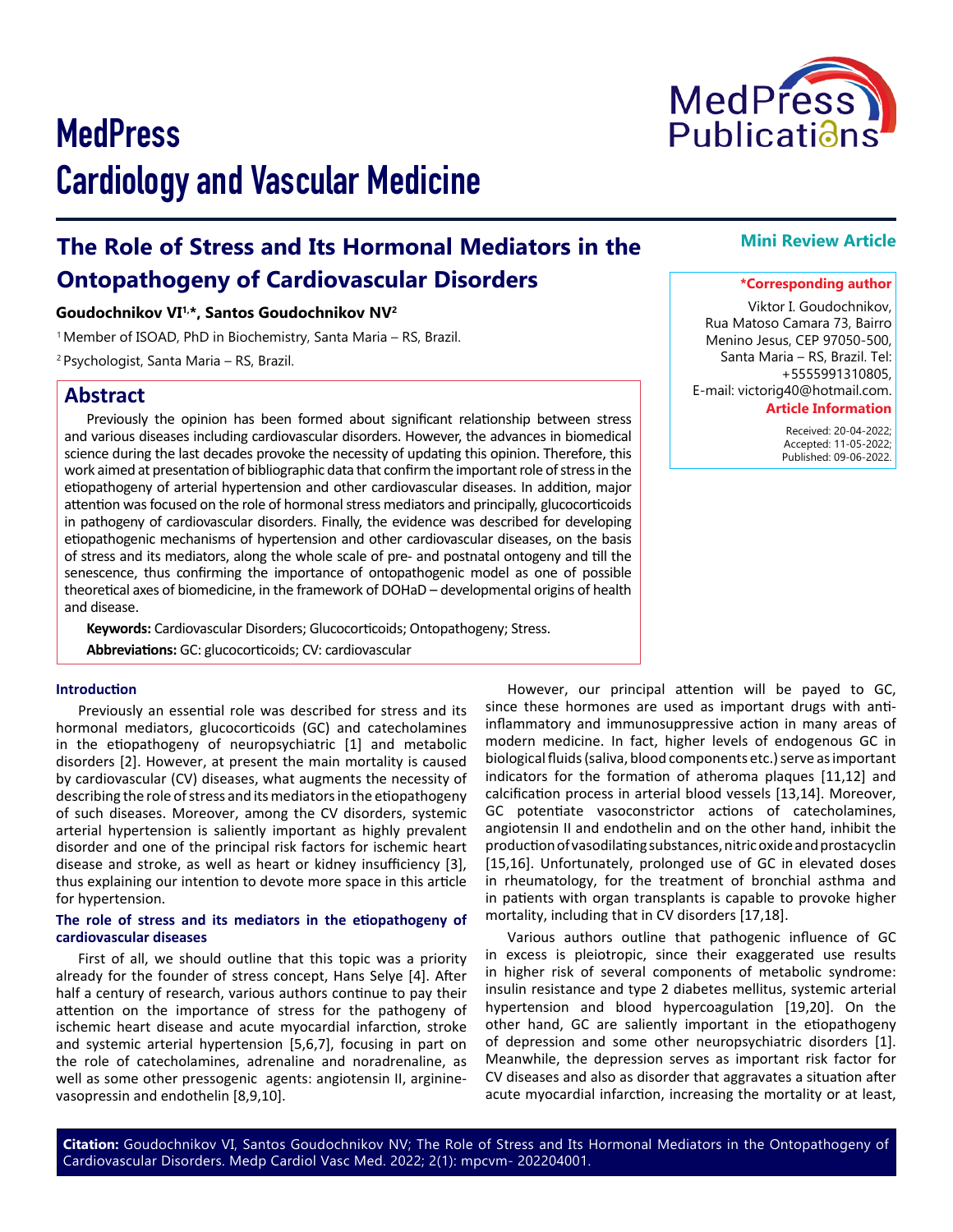# MedPress Cardiology and Vascular Medicine

**Mini Review Article**

# The Role of Stress and Its Hormonal Mediators in the Ontopathogeny of Cardiovascular Disorders

**Goudochnikov VI[1,*], Santos Goudochnikov NV[2]**

[1] Member of ISOAD, PhD in Biochemistry, Santa Maria – RS, Brazil.

[2] Psychologist, Santa Maria – RS, Brazil.

**\*Corresponding author**

Viktor I. Goudochnikov, Rua Matoso Camara 73, Bairro Menino Jesus, CEP 97050-500, Santa Maria – RS, Brazil. Tel: +5555991310805, E-mail: victorig40@hotmail.com.

**Article Information**

Received: 20-04-2022;
Accepted: 11-05-2022;
Published: 09-06-2022.

## Abstract

Previously the opinion has been formed about significant relationship between stress and various diseases including cardiovascular disorders. However, the advances in biomedical science during the last decades provoke the necessity of updating this opinion. Therefore, this work aimed at presentation of bibliographic data that confirm the important role of stress in the etiopathogeny of arterial hypertension and other cardiovascular diseases. In addition, major attention was focused on the role of hormonal stress mediators and principally, glucocorticoids in pathogeny of cardiovascular disorders. Finally, the evidence was described for developing etiopathogenic mechanisms of hypertension and other cardiovascular diseases, on the basis of stress and its mediators, along the whole scale of pre- and postnatal ontogeny and till the senescence, thus confirming the importance of ontopathogenic model as one of possible theoretical axes of biomedicine, in the framework of DOHaD – developmental origins of health and disease.

**Keywords:** Cardiovascular Disorders; Glucocorticoids; Ontopathogeny; Stress.

**Abbreviations:** GC: glucocorticoids; CV: cardiovascular

### Introduction

Previously an essential role was described for stress and its hormonal mediators, glucocorticoids (GC) and catecholamines in the etiopathogeny of neuropsychiatric [1] and metabolic disorders [2]. However, at present the main mortality is caused by cardiovascular (CV) diseases, what augments the necessity of describing the role of stress and its mediators in the etiopathogeny of such diseases. Moreover, among the CV disorders, systemic arterial hypertension is saliently important as highly prevalent disorder and one of the principal risk factors for ischemic heart disease and stroke, as well as heart or kidney insufficiency [3], thus explaining our intention to devote more space in this article for hypertension.

### The role of stress and its mediators in the etiopathogeny of cardiovascular diseases

First of all, we should outline that this topic was a priority already for the founder of stress concept, Hans Selye [4]. After half a century of research, various authors continue to pay their attention on the importance of stress for the pathogeny of ischemic heart disease and acute myocardial infarction, stroke and systemic arterial hypertension [5,6,7], focusing in part on the role of catecholamines, adrenaline and noradrenaline, as well as some other pressogenic agents: angiotensin II, arginine-vasopressin and endothelin [8,9,10].

However, our principal attention will be payed to GC, since these hormones are used as important drugs with anti-inflammatory and immunosuppressive action in many areas of modern medicine. In fact, higher levels of endogenous GC in biological fluids (saliva, blood components etc.) serve as important indicators for the formation of atheroma plaques [11,12] and calcification process in arterial blood vessels [13,14]. Moreover, GC potentiate vasoconstrictor actions of catecholamines, angiotensin II and endothelin and on the other hand, inhibit the production of vasodilating substances, nitric oxide and prostacyclin [15,16]. Unfortunately, prolonged use of GC in elevated doses in rheumatology, for the treatment of bronchial asthma and in patients with organ transplants is capable to provoke higher mortality, including that in CV disorders [17,18].

Various authors outline that pathogenic influence of GC in excess is pleiotropic, since their exaggerated use results in higher risk of several components of metabolic syndrome: insulin resistance and type 2 diabetes mellitus, systemic arterial hypertension and blood hypercoagulation [19,20]. On the other hand, GC are saliently important in the etiopathogeny of depression and some other neuropsychiatric disorders [1]. Meanwhile, the depression serves as important risk factor for CV diseases and also as disorder that aggravates a situation after acute myocardial infarction, increasing the mortality or at least,

**Citation:** Goudochnikov VI, Santos Goudochnikov NV; The Role of Stress and Its Hormonal Mediators in the Ontopathogeny of Cardiovascular Disorders. Medp Cardiol Vasc Med. 2022; 2(1): mpcvm- 202204001.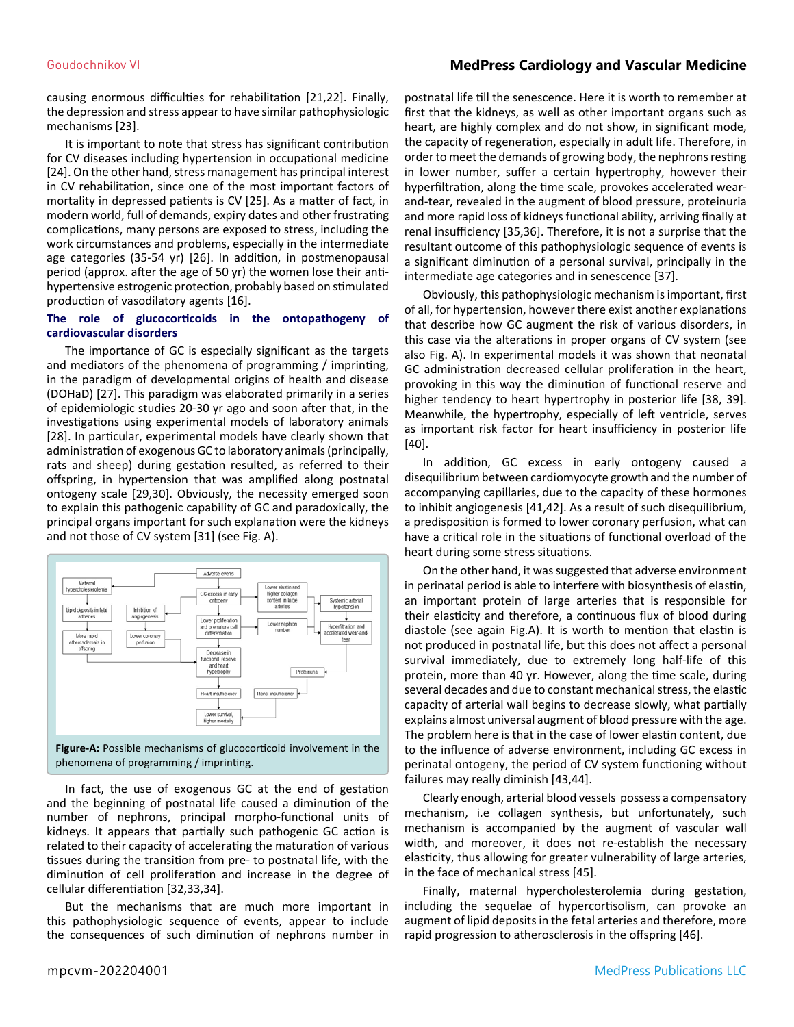causing enormous difficulties for rehabilitation [21,22]. Finally, the depression and stress appear to have similar pathophysiologic mechanisms [23].

It is important to note that stress has significant contribution for CV diseases including hypertension in occupational medicine [24]. On the other hand, stress management has principal interest in CV rehabilitation, since one of the most important factors of mortality in depressed patients is CV [25]. As a matter of fact, in modern world, full of demands, expiry dates and other frustrating complications, many persons are exposed to stress, including the work circumstances and problems, especially in the intermediate age categories (35-54 yr) [26]. In addition, in postmenopausal period (approx. after the age of 50 yr) the women lose their anti-hypertensive estrogenic protection, probably based on stimulated production of vasodilatory agents [16].

### The role of glucocorticoids in the ontopathogeny of cardiovascular disorders

The importance of GC is especially significant as the targets and mediators of the phenomena of programming / imprinting, in the paradigm of developmental origins of health and disease (DOHaD) [27]. This paradigm was elaborated primarily in a series of epidemiologic studies 20-30 yr ago and soon after that, in the investigations using experimental models of laboratory animals [28]. In particular, experimental models have clearly shown that administration of exogenous GC to laboratory animals (principally, rats and sheep) during gestation resulted, as referred to their offspring, in hypertension that was amplified along postnatal ontogeny scale [29,30]. Obviously, the necessity emerged soon to explain this pathogenic capability of GC and paradoxically, the principal organs important for such explanation were the kidneys and not those of CV system [31] (see Fig. A).

**Figure-A:** Possible mechanisms of glucocorticoid involvement in the phenomena of programming / imprinting.

In fact, the use of exogenous GC at the end of gestation and the beginning of postnatal life caused a diminution of the number of nephrons, principal morpho-functional units of kidneys. It appears that partially such pathogenic GC action is related to their capacity of accelerating the maturation of various tissues during the transition from pre- to postnatal life, with the diminution of cell proliferation and increase in the degree of cellular differentiation [32,33,34].

But the mechanisms that are much more important in this pathophysiologic sequence of events, appear to include the consequences of such diminution of nephrons number in postnatal life till the senescence. Here it is worth to remember at first that the kidneys, as well as other important organs such as heart, are highly complex and do not show, in significant mode, the capacity of regeneration, especially in adult life. Therefore, in order to meet the demands of growing body, the nephrons resting in lower number, suffer a certain hypertrophy, however their hyperfiltration, along the time scale, provokes accelerated wear-and-tear, revealed in the augment of blood pressure, proteinuria and more rapid loss of kidneys functional ability, arriving finally at renal insufficiency [35,36]. Therefore, it is not a surprise that the resultant outcome of this pathophysiologic sequence of events is a significant diminution of a personal survival, principally in the intermediate age categories and in senescence [37].

Obviously, this pathophysiologic mechanism is important, first of all, for hypertension, however there exist another explanations that describe how GC augment the risk of various disorders, in this case via the alterations in proper organs of CV system (see also Fig. A). In experimental models it was shown that neonatal GC administration decreased cellular proliferation in the heart, provoking in this way the diminution of functional reserve and higher tendency to heart hypertrophy in posterior life [38, 39]. Meanwhile, the hypertrophy, especially of left ventricle, serves as important risk factor for heart insufficiency in posterior life [40].

In addition, GC excess in early ontogeny caused a disequilibrium between cardiomyocyte growth and the number of accompanying capillaries, due to the capacity of these hormones to inhibit angiogenesis [41,42]. As a result of such disequilibrium, a predisposition is formed to lower coronary perfusion, what can have a critical role in the situations of functional overload of the heart during some stress situations.

On the other hand, it was suggested that adverse environment in perinatal period is able to interfere with biosynthesis of elastin, an important protein of large arteries that is responsible for their elasticity and therefore, a continuous flux of blood during diastole (see again Fig.A). It is worth to mention that elastin is not produced in postnatal life, but this does not affect a personal survival immediately, due to extremely long half-life of this protein, more than 40 yr. However, along the time scale, during several decades and due to constant mechanical stress, the elastic capacity of arterial wall begins to decrease slowly, what partially explains almost universal augment of blood pressure with the age. The problem here is that in the case of lower elastin content, due to the influence of adverse environment, including GC excess in perinatal ontogeny, the period of CV system functioning without failures may really diminish [43,44].

Clearly enough, arterial blood vessels possess a compensatory mechanism, i.e collagen synthesis, but unfortunately, such mechanism is accompanied by the augment of vascular wall width, and moreover, it does not re-establish the necessary elasticity, thus allowing for greater vulnerability of large arteries, in the face of mechanical stress [45].

Finally, maternal hypercholesterolemia during gestation, including the sequelae of hypercortisolism, can provoke an augment of lipid deposits in the fetal arteries and therefore, more rapid progression to atherosclerosis in the offspring [46].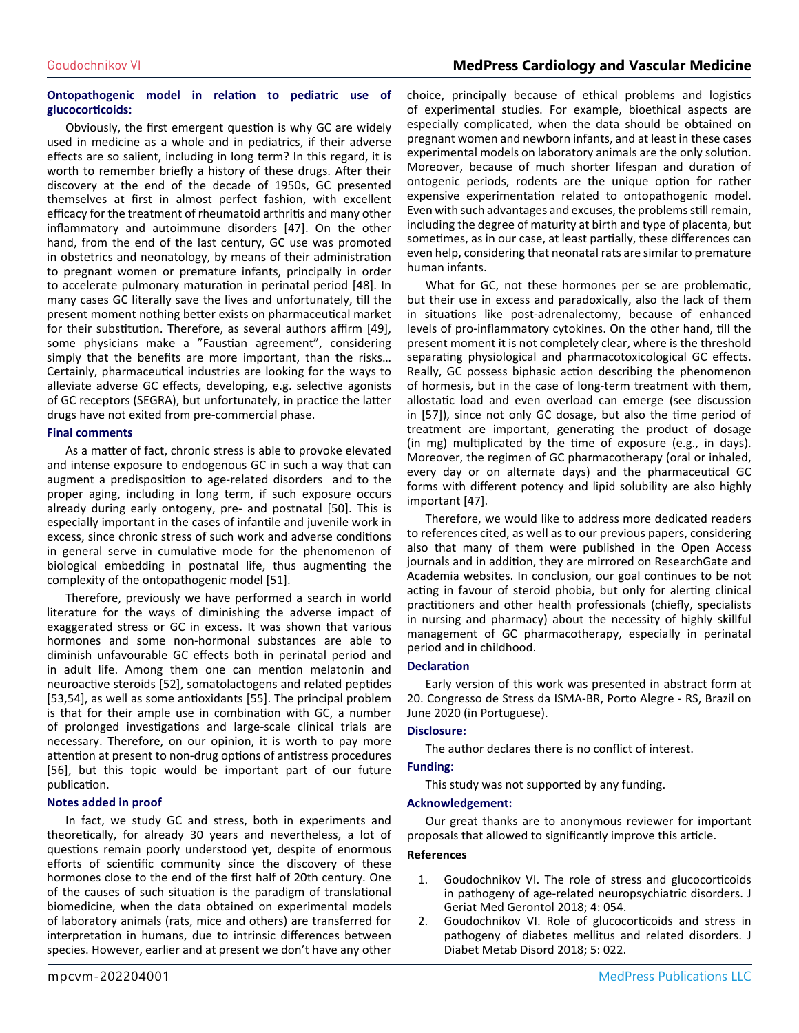### Ontopathogenic model in relation to pediatric use of glucocorticoids:

Obviously, the first emergent question is why GC are widely used in medicine as a whole and in pediatrics, if their adverse effects are so salient, including in long term? In this regard, it is worth to remember briefly a history of these drugs. After their discovery at the end of the decade of 1950s, GC presented themselves at first in almost perfect fashion, with excellent efficacy for the treatment of rheumatoid arthritis and many other inflammatory and autoimmune disorders [47]. On the other hand, from the end of the last century, GC use was promoted in obstetrics and neonatology, by means of their administration to pregnant women or premature infants, principally in order to accelerate pulmonary maturation in perinatal period [48]. In many cases GC literally save the lives and unfortunately, till the present moment nothing better exists on pharmaceutical market for their substitution. Therefore, as several authors affirm [49], some physicians make a "Faustian agreement", considering simply that the benefits are more important, than the risks… Certainly, pharmaceutical industries are looking for the ways to alleviate adverse GC effects, developing, e.g. selective agonists of GC receptors (SEGRA), but unfortunately, in practice the latter drugs have not exited from pre-commercial phase.

### Final comments

As a matter of fact, chronic stress is able to provoke elevated and intense exposure to endogenous GC in such a way that can augment a predisposition to age-related disorders and to the proper aging, including in long term, if such exposure occurs already during early ontogeny, pre- and postnatal [50]. This is especially important in the cases of infantile and juvenile work in excess, since chronic stress of such work and adverse conditions in general serve in cumulative mode for the phenomenon of biological embedding in postnatal life, thus augmenting the complexity of the ontopathogenic model [51].

Therefore, previously we have performed a search in world literature for the ways of diminishing the adverse impact of exaggerated stress or GC in excess. It was shown that various hormones and some non-hormonal substances are able to diminish unfavourable GC effects both in perinatal period and in adult life. Among them one can mention melatonin and neuroactive steroids [52], somatolactogens and related peptides [53,54], as well as some antioxidants [55]. The principal problem is that for their ample use in combination with GC, a number of prolonged investigations and large-scale clinical trials are necessary. Therefore, on our opinion, it is worth to pay more attention at present to non-drug options of antistress procedures [56], but this topic would be important part of our future publication.

### Notes added in proof

In fact, we study GC and stress, both in experiments and theoretically, for already 30 years and nevertheless, a lot of questions remain poorly understood yet, despite of enormous efforts of scientific community since the discovery of these hormones close to the end of the first half of 20th century. One of the causes of such situation is the paradigm of translational biomedicine, when the data obtained on experimental models of laboratory animals (rats, mice and others) are transferred for interpretation in humans, due to intrinsic differences between species. However, earlier and at present we don't have any other choice, principally because of ethical problems and logistics of experimental studies. For example, bioethical aspects are especially complicated, when the data should be obtained on pregnant women and newborn infants, and at least in these cases experimental models on laboratory animals are the only solution. Moreover, because of much shorter lifespan and duration of ontogenic periods, rodents are the unique option for rather expensive experimentation related to ontopathogenic model. Even with such advantages and excuses, the problems still remain, including the degree of maturity at birth and type of placenta, but sometimes, as in our case, at least partially, these differences can even help, considering that neonatal rats are similar to premature human infants.

What for GC, not these hormones per se are problematic, but their use in excess and paradoxically, also the lack of them in situations like post-adrenalectomy, because of enhanced levels of pro-inflammatory cytokines. On the other hand, till the present moment it is not completely clear, where is the threshold separating physiological and pharmacotoxicological GC effects. Really, GC possess biphasic action describing the phenomenon of hormesis, but in the case of long-term treatment with them, allostatic load and even overload can emerge (see discussion in [57]), since not only GC dosage, but also the time period of treatment are important, generating the product of dosage (in mg) multiplicated by the time of exposure (e.g., in days). Moreover, the regimen of GC pharmacotherapy (oral or inhaled, every day or on alternate days) and the pharmaceutical GC forms with different potency and lipid solubility are also highly important [47].

Therefore, we would like to address more dedicated readers to references cited, as well as to our previous papers, considering also that many of them were published in the Open Access journals and in addition, they are mirrored on ResearchGate and Academia websites. In conclusion, our goal continues to be not acting in favour of steroid phobia, but only for alerting clinical practitioners and other health professionals (chiefly, specialists in nursing and pharmacy) about the necessity of highly skillful management of GC pharmacotherapy, especially in perinatal period and in childhood.

### Declaration

Early version of this work was presented in abstract form at 20. Congresso de Stress da ISMA-BR, Porto Alegre - RS, Brazil on June 2020 (in Portuguese).

### Disclosure:

The author declares there is no conflict of interest.

### Funding:

This study was not supported by any funding.

### Acknowledgement:

Our great thanks are to anonymous reviewer for important proposals that allowed to significantly improve this article.

### References

1. Goudochnikov VI. The role of stress and glucocorticoids in pathogeny of age-related neuropsychiatric disorders. J Geriat Med Gerontol 2018; 4: 054.
2. Goudochnikov VI. Role of glucocorticoids and stress in pathogeny of diabetes mellitus and related disorders. J Diabet Metab Disord 2018; 5: 022.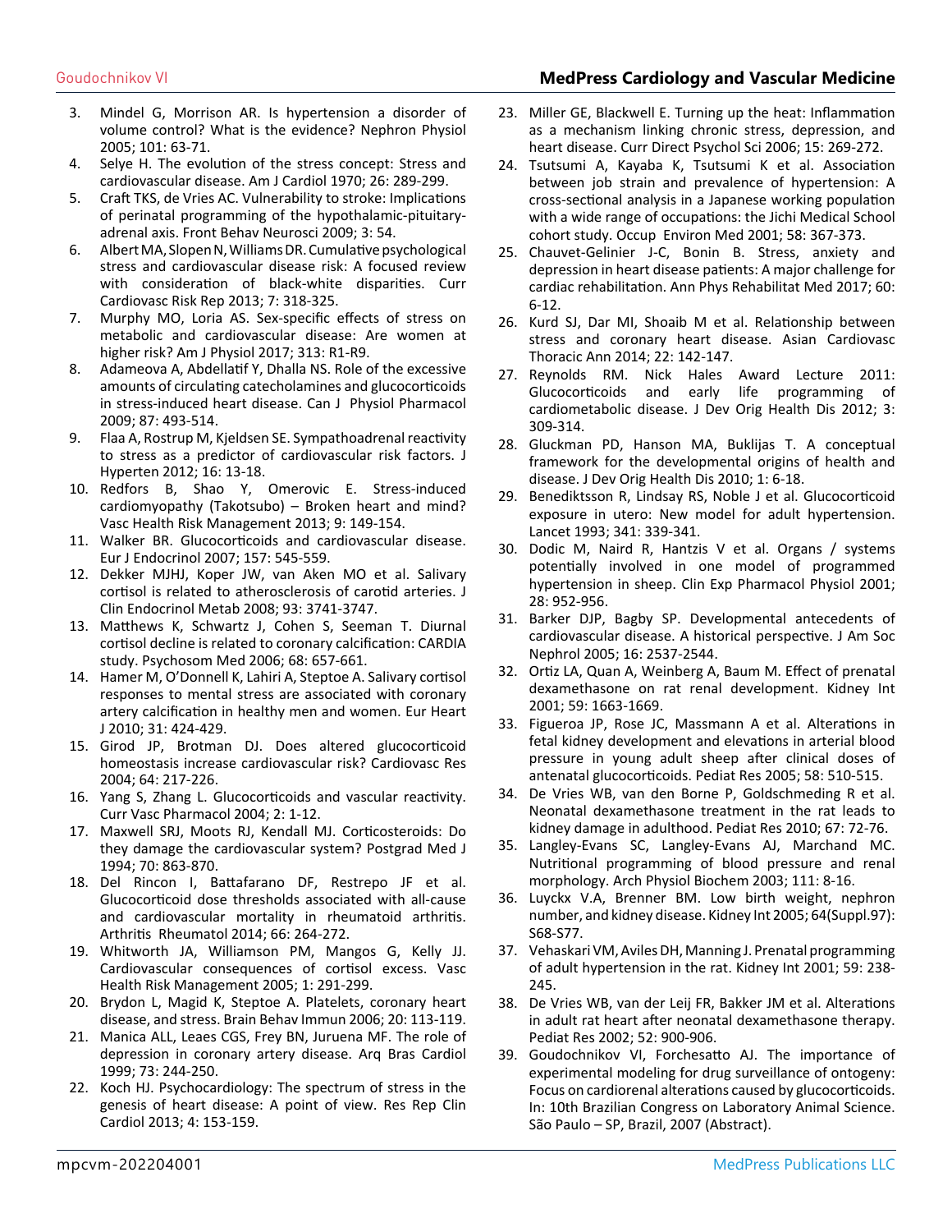3. Mindel G, Morrison AR. Is hypertension a disorder of volume control? What is the evidence? Nephron Physiol 2005; 101: 63-71.
4. Selye H. The evolution of the stress concept: Stress and cardiovascular disease. Am J Cardiol 1970; 26: 289-299.
5. Craft TKS, de Vries AC. Vulnerability to stroke: Implications of perinatal programming of the hypothalamic-pituitary-adrenal axis. Front Behav Neurosci 2009; 3: 54.
6. Albert MA, Slopen N, Williams DR. Cumulative psychological stress and cardiovascular disease risk: A focused review with consideration of black-white disparities. Curr Cardiovasc Risk Rep 2013; 7: 318-325.
7. Murphy MO, Loria AS. Sex-specific effects of stress on metabolic and cardiovascular disease: Are women at higher risk? Am J Physiol 2017; 313: R1-R9.
8. Adameova A, Abdellatif Y, Dhalla NS. Role of the excessive amounts of circulating catecholamines and glucocorticoids in stress-induced heart disease. Can J Physiol Pharmacol 2009; 87: 493-514.
9. Flaa A, Rostrup M, Kjeldsen SE. Sympathoadrenal reactivity to stress as a predictor of cardiovascular risk factors. J Hyperten 2012; 16: 13-18.
10. Redfors B, Shao Y, Omerovic E. Stress-induced cardiomyopathy (Takotsubo) – Broken heart and mind? Vasc Health Risk Management 2013; 9: 149-154.
11. Walker BR. Glucocorticoids and cardiovascular disease. Eur J Endocrinol 2007; 157: 545-559.
12. Dekker MJHJ, Koper JW, van Aken MO et al. Salivary cortisol is related to atherosclerosis of carotid arteries. J Clin Endocrinol Metab 2008; 93: 3741-3747.
13. Matthews K, Schwartz J, Cohen S, Seeman T. Diurnal cortisol decline is related to coronary calcification: CARDIA study. Psychosom Med 2006; 68: 657-661.
14. Hamer M, O'Donnell K, Lahiri A, Steptoe A. Salivary cortisol responses to mental stress are associated with coronary artery calcification in healthy men and women. Eur Heart J 2010; 31: 424-429.
15. Girod JP, Brotman DJ. Does altered glucocorticoid homeostasis increase cardiovascular risk? Cardiovasc Res 2004; 64: 217-226.
16. Yang S, Zhang L. Glucocorticoids and vascular reactivity. Curr Vasc Pharmacol 2004; 2: 1-12.
17. Maxwell SRJ, Moots RJ, Kendall MJ. Corticosteroids: Do they damage the cardiovascular system? Postgrad Med J 1994; 70: 863-870.
18. Del Rincon I, Battafarano DF, Restrepo JF et al. Glucocorticoid dose thresholds associated with all-cause and cardiovascular mortality in rheumatoid arthritis. Arthritis Rheumatol 2014; 66: 264-272.
19. Whitworth JA, Williamson PM, Mangos G, Kelly JJ. Cardiovascular consequences of cortisol excess. Vasc Health Risk Management 2005; 1: 291-299.
20. Brydon L, Magid K, Steptoe A. Platelets, coronary heart disease, and stress. Brain Behav Immun 2006; 20: 113-119.
21. Manica ALL, Leaes CGS, Frey BN, Juruena MF. The role of depression in coronary artery disease. Arq Bras Cardiol 1999; 73: 244-250.
22. Koch HJ. Psychocardiology: The spectrum of stress in the genesis of heart disease: A point of view. Res Rep Clin Cardiol 2013; 4: 153-159.
23. Miller GE, Blackwell E. Turning up the heat: Inflammation as a mechanism linking chronic stress, depression, and heart disease. Curr Direct Psychol Sci 2006; 15: 269-272.
24. Tsutsumi A, Kayaba K, Tsutsumi K et al. Association between job strain and prevalence of hypertension: A cross-sectional analysis in a Japanese working population with a wide range of occupations: the Jichi Medical School cohort study. Occup Environ Med 2001; 58: 367-373.
25. Chauvet-Gelinier J-C, Bonin B. Stress, anxiety and depression in heart disease patients: A major challenge for cardiac rehabilitation. Ann Phys Rehabilitat Med 2017; 60: 6-12.
26. Kurd SJ, Dar MI, Shoaib M et al. Relationship between stress and coronary heart disease. Asian Cardiovasc Thoracic Ann 2014; 22: 142-147.
27. Reynolds RM. Nick Hales Award Lecture 2011: Glucocorticoids and early life programming of cardiometabolic disease. J Dev Orig Health Dis 2012; 3: 309-314.
28. Gluckman PD, Hanson MA, Buklijas T. A conceptual framework for the developmental origins of health and disease. J Dev Orig Health Dis 2010; 1: 6-18.
29. Benediktsson R, Lindsay RS, Noble J et al. Glucocorticoid exposure in utero: New model for adult hypertension. Lancet 1993; 341: 339-341.
30. Dodic M, Naird R, Hantzis V et al. Organs / systems potentially involved in one model of programmed hypertension in sheep. Clin Exp Pharmacol Physiol 2001; 28: 952-956.
31. Barker DJP, Bagby SP. Developmental antecedents of cardiovascular disease. A historical perspective. J Am Soc Nephrol 2005; 16: 2537-2544.
32. Ortiz LA, Quan A, Weinberg A, Baum M. Effect of prenatal dexamethasone on rat renal development. Kidney Int 2001; 59: 1663-1669.
33. Figueroa JP, Rose JC, Massmann A et al. Alterations in fetal kidney development and elevations in arterial blood pressure in young adult sheep after clinical doses of antenatal glucocorticoids. Pediat Res 2005; 58: 510-515.
34. De Vries WB, van den Borne P, Goldschmeding R et al. Neonatal dexamethasone treatment in the rat leads to kidney damage in adulthood. Pediat Res 2010; 67: 72-76.
35. Langley-Evans SC, Langley-Evans AJ, Marchand MC. Nutritional programming of blood pressure and renal morphology. Arch Physiol Biochem 2003; 111: 8-16.
36. Luyckx V.A, Brenner BM. Low birth weight, nephron number, and kidney disease. Kidney Int 2005; 64(Suppl.97): S68-S77.
37. Vehaskari VM, Aviles DH, Manning J. Prenatal programming of adult hypertension in the rat. Kidney Int 2001; 59: 238-245.
38. De Vries WB, van der Leij FR, Bakker JM et al. Alterations in adult rat heart after neonatal dexamethasone therapy. Pediat Res 2002; 52: 900-906.
39. Goudochnikov VI, Forchesatto AJ. The importance of experimental modeling for drug surveillance of ontogeny: Focus on cardiorenal alterations caused by glucocorticoids. In: 10th Brazilian Congress on Laboratory Animal Science. São Paulo – SP, Brazil, 2007 (Abstract).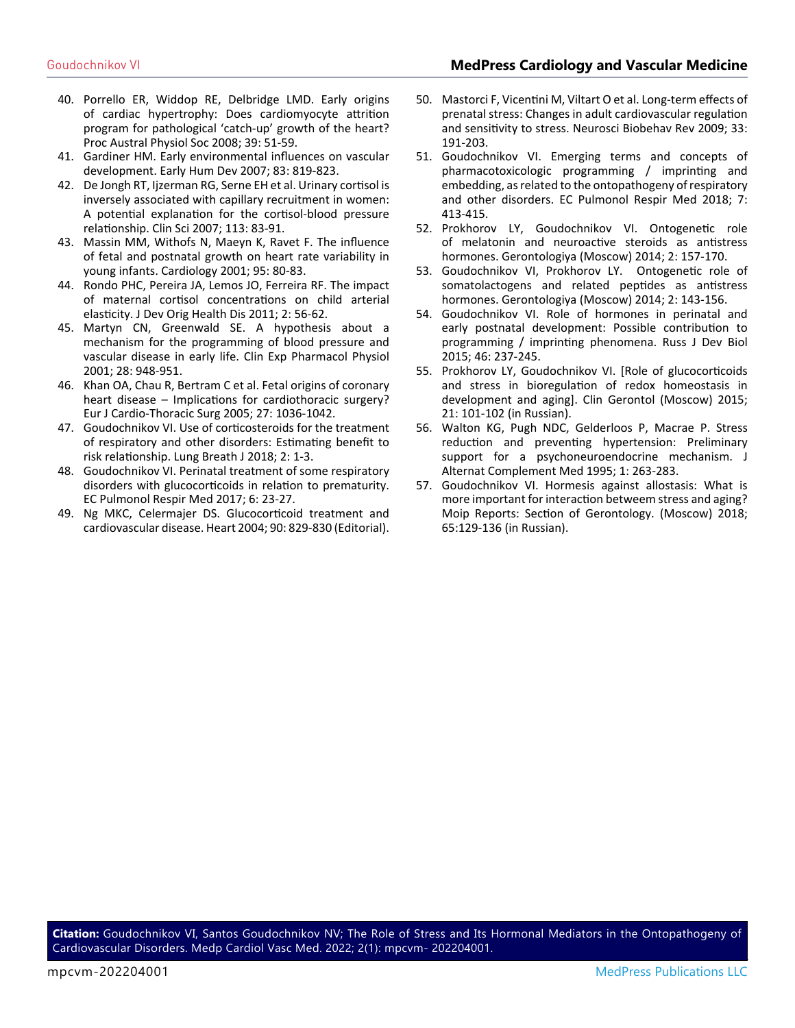40. Porrello ER, Widdop RE, Delbridge LMD. Early origins of cardiac hypertrophy: Does cardiomyocyte attrition program for pathological 'catch-up' growth of the heart? Proc Austral Physiol Soc 2008; 39: 51-59.
41. Gardiner HM. Early environmental influences on vascular development. Early Hum Dev 2007; 83: 819-823.
42. De Jongh RT, Ijzerman RG, Serne EH et al. Urinary cortisol is inversely associated with capillary recruitment in women: A potential explanation for the cortisol-blood pressure relationship. Clin Sci 2007; 113: 83-91.
43. Massin MM, Withofs N, Maeyn K, Ravet F. The influence of fetal and postnatal growth on heart rate variability in young infants. Cardiology 2001; 95: 80-83.
44. Rondo PHC, Pereira JA, Lemos JO, Ferreira RF. The impact of maternal cortisol concentrations on child arterial elasticity. J Dev Orig Health Dis 2011; 2: 56-62.
45. Martyn CN, Greenwald SE. A hypothesis about a mechanism for the programming of blood pressure and vascular disease in early life. Clin Exp Pharmacol Physiol 2001; 28: 948-951.
46. Khan OA, Chau R, Bertram C et al. Fetal origins of coronary heart disease – Implications for cardiothoracic surgery? Eur J Cardio-Thoracic Surg 2005; 27: 1036-1042.
47. Goudochnikov VI. Use of corticosteroids for the treatment of respiratory and other disorders: Estimating benefit to risk relationship. Lung Breath J 2018; 2: 1-3.
48. Goudochnikov VI. Perinatal treatment of some respiratory disorders with glucocorticoids in relation to prematurity. EC Pulmonol Respir Med 2017; 6: 23-27.
49. Ng MKC, Celermajer DS. Glucocorticoid treatment and cardiovascular disease. Heart 2004; 90: 829-830 (Editorial).
50. Mastorci F, Vicentini M, Viltart O et al. Long-term effects of prenatal stress: Changes in adult cardiovascular regulation and sensitivity to stress. Neurosci Biobehav Rev 2009; 33: 191-203.
51. Goudochnikov VI. Emerging terms and concepts of pharmacotoxicologic programming / imprinting and embedding, as related to the ontopathogeny of respiratory and other disorders. EC Pulmonol Respir Med 2018; 7: 413-415.
52. Prokhorov LY, Goudochnikov VI. Ontogenetic role of melatonin and neuroactive steroids as antistress hormones. Gerontologiya (Moscow) 2014; 2: 157-170.
53. Goudochnikov VI, Prokhorov LY. Ontogenetic role of somatolactogens and related peptides as antistress hormones. Gerontologiya (Moscow) 2014; 2: 143-156.
54. Goudochnikov VI. Role of hormones in perinatal and early postnatal development: Possible contribution to programming / imprinting phenomena. Russ J Dev Biol 2015; 46: 237-245.
55. Prokhorov LY, Goudochnikov VI. [Role of glucocorticoids and stress in bioregulation of redox homeostasis in development and aging]. Clin Gerontol (Moscow) 2015; 21: 101-102 (in Russian).
56. Walton KG, Pugh NDC, Gelderloos P, Macrae P. Stress reduction and preventing hypertension: Preliminary support for a psychoneuroendocrine mechanism. J Alternat Complement Med 1995; 1: 263-283.
57. Goudochnikov VI. Hormesis against allostasis: What is more important for interaction betweem stress and aging? Moip Reports: Section of Gerontology. (Moscow) 2018; 65:129-136 (in Russian).

**Citation:** Goudochnikov VI, Santos Goudochnikov NV; The Role of Stress and Its Hormonal Mediators in the Ontopathogeny of Cardiovascular Disorders. Medp Cardiol Vasc Med. 2022; 2(1): mpcvm- 202204001.